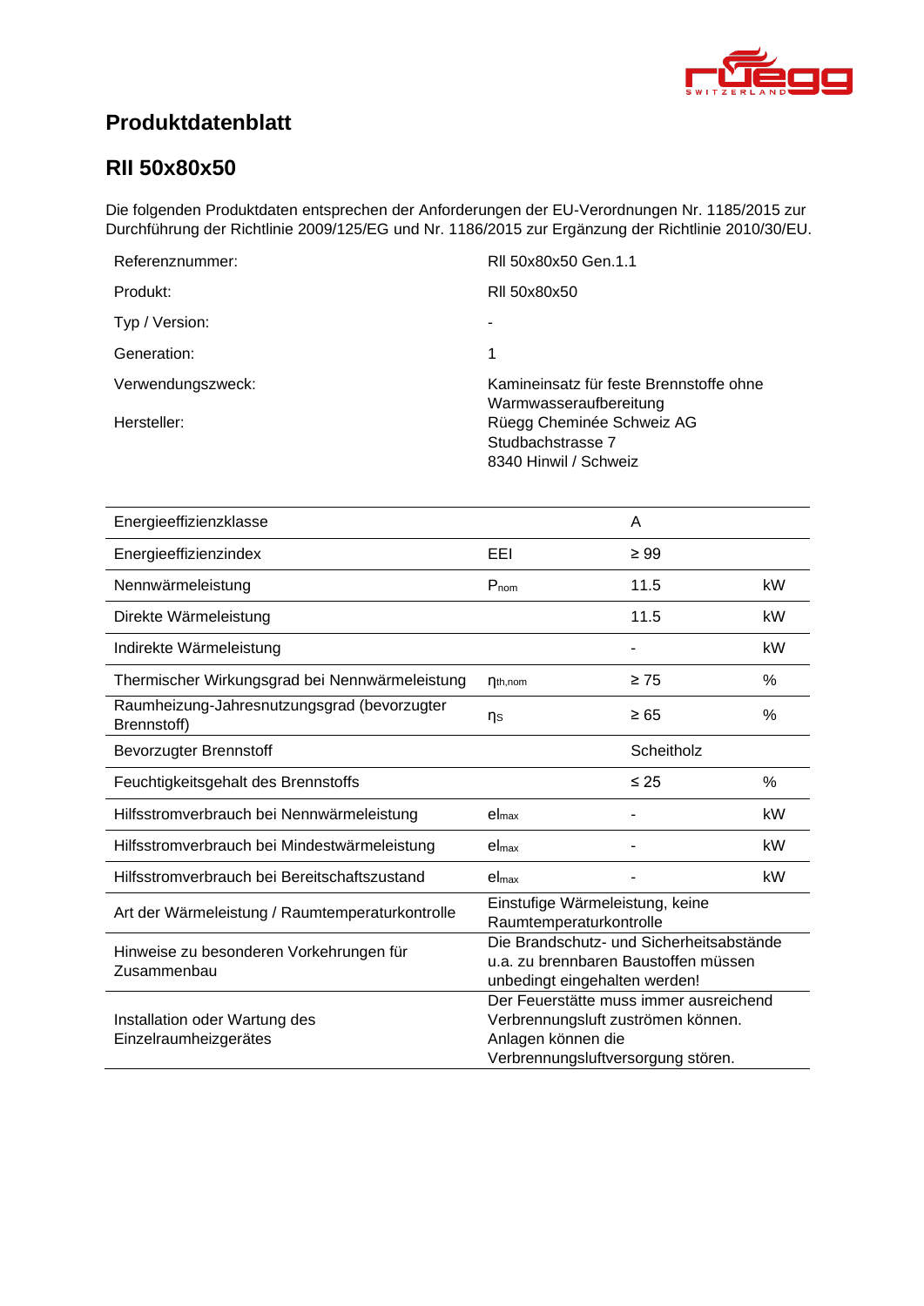## Produktdatenblatt

## RII 50x80x50

Die folgenden Produktdaten entsprechen der Anforderungen der EU-Verordnungen Nr. 1185/2015 zur Durchführung der Richtlinie 2009/125/EG und Nr. 1186/2015 zur Ergänzung der Richtlinie 2010/30/EU.

| | |
|---|---|
| Referenznummer: | RII 50x80x50 Gen.1.1 |
| Produkt: | RII 50x80x50 |
| Typ / Version: | - |
| Generation: | 1 |
| Verwendungszweck: | Kamineinsatz für feste Brennstoffe ohne Warmwasseraufbereitung |
| Hersteller: | Rüegg Cheminée Schweiz AG<br>Studbachstrasse 7<br>8340 Hinwil / Schweiz |

| | | | |
|---|---|---|---|
| Energieeffizienzklasse | | A | |
| Energieeffizienzindex | EEI | ≥ 99 | |
| Nennwärmeleistung | $P_{nom}$ | 11.5 | kW |
| Direkte Wärmeleistung | | 11.5 | kW |
| Indirekte Wärmeleistung | | - | kW |
| Thermischer Wirkungsgrad bei Nennwärmeleistung | $\eta_{th,nom}$ | ≥ 75 | % |
| Raumheizung-Jahresnutzungsgrad (bevorzugter Brennstoff) | $\eta_S$ | ≥ 65 | % |
| Bevorzugter Brennstoff | | Scheitholz | |
| Feuchtigkeitsgehalt des Brennstoffs | | ≤ 25 | % |
| Hilfsstromverbrauch bei Nennwärmeleistung | $el_{max}$ | - | kW |
| Hilfsstromverbrauch bei Mindestwärmeleistung | $el_{max}$ | - | kW |
| Hilfsstromverbrauch bei Bereitschaftszustand | $el_{max}$ | - | kW |
| Art der Wärmeleistung / Raumtemperaturkontrolle | Einstufige Wärmeleistung, keine Raumtemperaturkontrolle | | |
| Hinweise zu besonderen Vorkehrungen für Zusammenbau | Die Brandschutz- und Sicherheitsabstände u.a. zu brennbaren Baustoffen müssen unbedingt eingehalten werden! | | |
| Installation oder Wartung des Einzelraumheizgerätes | Der Feuerstätte muss immer ausreichend Verbrennungsluft zuströmen können. Anlagen können die Verbrennungsluftversorgung stören. | | |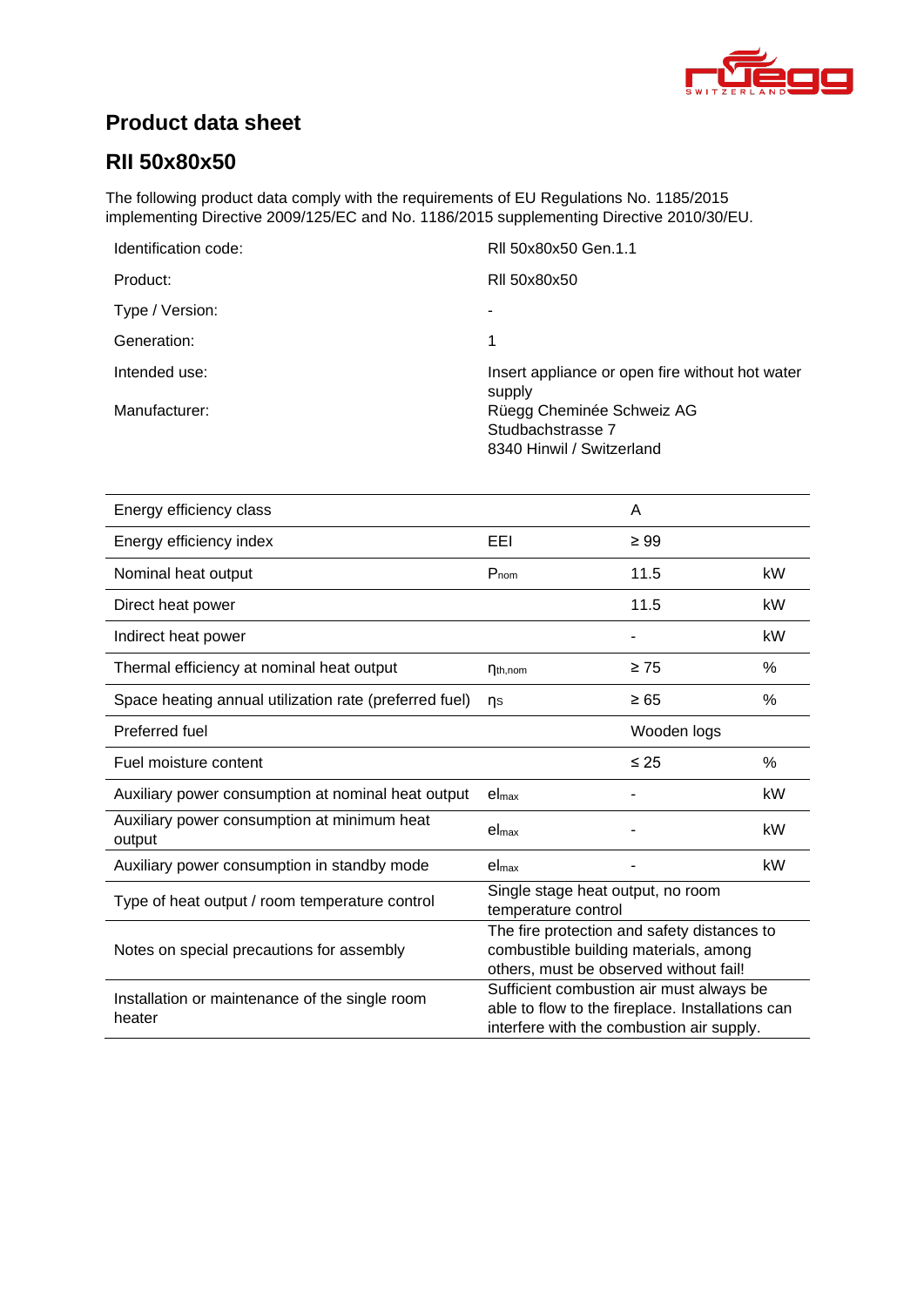# Product data sheet

## RII 50x80x50

The following product data comply with the requirements of EU Regulations No. 1185/2015 implementing Directive 2009/125/EC and No. 1186/2015 supplementing Directive 2010/30/EU.

| | |
|---|---|
| Identification code: | RII 50x80x50 Gen.1.1 |
| Product: | RII 50x80x50 |
| Type / Version: | - |
| Generation: | 1 |
| Intended use: | Insert appliance or open fire without hot water supply |
| Manufacturer: | Rüegg Cheminée Schweiz AG<br>Studbachstrasse 7<br>8340 Hinwil / Switzerland |

| | | | |
|---|---|---|---|
| Energy efficiency class | | A | |
| Energy efficiency index | EEI | ≥ 99 | |
| Nominal heat output | $P_{nom}$ | 11.5 | kW |
| Direct heat power | | 11.5 | kW |
| Indirect heat power | | - | kW |
| Thermal efficiency at nominal heat output | $\eta_{th,nom}$ | ≥ 75 | % |
| Space heating annual utilization rate (preferred fuel) | $\eta_S$ | ≥ 65 | % |
| Preferred fuel | | Wooden logs | |
| Fuel moisture content | | ≤ 25 | % |
| Auxiliary power consumption at nominal heat output | $el_{max}$ | - | kW |
| Auxiliary power consumption at minimum heat output | $el_{max}$ | - | kW |
| Auxiliary power consumption in standby mode | $el_{max}$ | - | kW |
| Type of heat output / room temperature control | Single stage heat output, no room temperature control | | |
| Notes on special precautions for assembly | The fire protection and safety distances to combustible building materials, among others, must be observed without fail! | | |
| Installation or maintenance of the single room heater | Sufficient combustion air must always be able to flow to the fireplace. Installations can interfere with the combustion air supply. | | |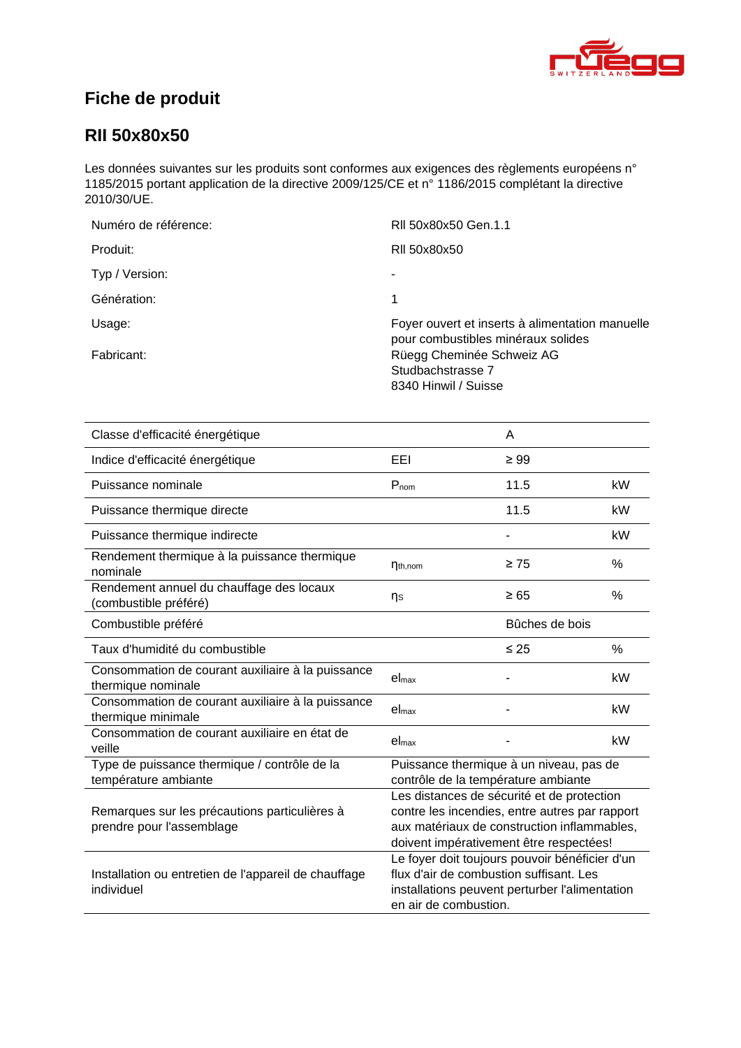# Fiche de produit

## RII 50x80x50

Les données suivantes sur les produits sont conformes aux exigences des règlements européens n° 1185/2015 portant application de la directive 2009/125/CE et n° 1186/2015 complétant la directive 2010/30/UE.

| | |
|---|---|
| Numéro de référence: | RII 50x80x50 Gen.1.1 |
| Produit: | RII 50x80x50 |
| Typ / Version: | - |
| Génération: | 1 |
| Usage: | Foyer ouvert et inserts à alimentation manuelle pour combustibles minéraux solides |
| Fabricant: | Rüegg Cheminée Schweiz AG<br>Studbachstrasse 7<br>8340 Hinwil / Suisse |

| | | | |
|---|---|---|---|
| Classe d'efficacité énergétique | | A | |
| Indice d'efficacité énergétique | EEI | ≥ 99 | |
| Puissance nominale | $P_{nom}$ | 11.5 | kW |
| Puissance thermique directe | | 11.5 | kW |
| Puissance thermique indirecte | | - | kW |
| Rendement thermique à la puissance thermique nominale | $\eta_{th,nom}$ | ≥ 75 | % |
| Rendement annuel du chauffage des locaux (combustible préféré) | $\eta_S$ | ≥ 65 | % |
| Combustible préféré | | Bûches de bois | |
| Taux d'humidité du combustible | | ≤ 25 | % |
| Consommation de courant auxiliaire à la puissance thermique nominale | $el_{max}$ | - | kW |
| Consommation de courant auxiliaire à la puissance thermique minimale | $el_{max}$ | - | kW |
| Consommation de courant auxiliaire en état de veille | $el_{max}$ | - | kW |
| Type de puissance thermique / contrôle de la température ambiante | Puissance thermique à un niveau, pas de contrôle de la température ambiante | | |
| Remarques sur les précautions particulières à prendre pour l'assemblage | Les distances de sécurité et de protection contre les incendies, entre autres par rapport aux matériaux de construction inflammables, doivent impérativement être respectées! | | |
| Installation ou entretien de l'appareil de chauffage individuel | Le foyer doit toujours pouvoir bénéficier d'un flux d'air de combustion suffisant. Les installations peuvent perturber l'alimentation en air de combustion. | | |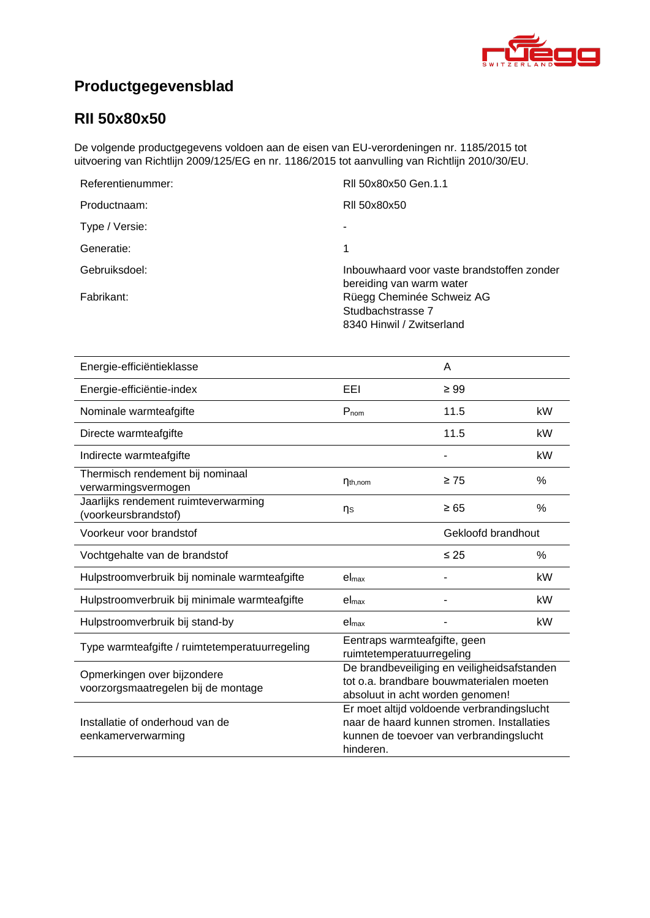# Productgegevensblad

## RII 50x80x50

De volgende productgegevens voldoen aan de eisen van EU-verordeningen nr. 1185/2015 tot uitvoering van Richtlijn 2009/125/EG en nr. 1186/2015 tot aanvulling van Richtlijn 2010/30/EU.

| | |
|---|---|
| Referentienummer: | RII 50x80x50 Gen.1.1 |
| Productnaam: | RII 50x80x50 |
| Type / Versie: | - |
| Generatie: | 1 |
| Gebruiksdoel: | Inbouwhaard voor vaste brandstoffen zonder bereiding van warm water |
| Fabrikant: | Rüegg Cheminée Schweiz AG<br>Studbachstrasse 7<br>8340 Hinwil / Zwitserland |

| | | | |
|---|---|---|---|
| Energie-efficiëntieklasse | | A | |
| Energie-efficiëntie-index | EEI | ≥ 99 | |
| Nominale warmteafgifte | $P_{nom}$ | 11.5 | kW |
| Directe warmteafgifte | | 11.5 | kW |
| Indirecte warmteafgifte | | - | kW |
| Thermisch rendement bij nominaal verwarmingsvermogen | $\eta_{th,nom}$ | ≥ 75 | % |
| Jaarlijks rendement ruimteverwarming (voorkeursbrandstof) | $\eta_S$ | ≥ 65 | % |
| Voorkeur voor brandstof | | Gekloofd brandhout | |
| Vochtgehalte van de brandstof | | ≤ 25 | % |
| Hulpstroomverbruik bij nominale warmteafgifte | $el_{max}$ | - | kW |
| Hulpstroomverbruik bij minimale warmteafgifte | $el_{max}$ | - | kW |
| Hulpstroomverbruik bij stand-by | $el_{max}$ | - | kW |
| Type warmteafgifte / ruimtetemperatuurregeling | Eentraps warmteafgifte, geen ruimtetemperatuurregeling | | |
| Opmerkingen over bijzondere voorzorgsmaatregelen bij de montage | De brandbeveiliging en veiligheidsafstanden tot o.a. brandbare bouwmaterialen moeten absoluut in acht worden genomen! | | |
| Installatie of onderhoud van de eenkamerverwarming | Er moet altijd voldoende verbrandingslucht naar de haard kunnen stromen. Installaties kunnen de toevoer van verbrandingslucht hinderen. | | |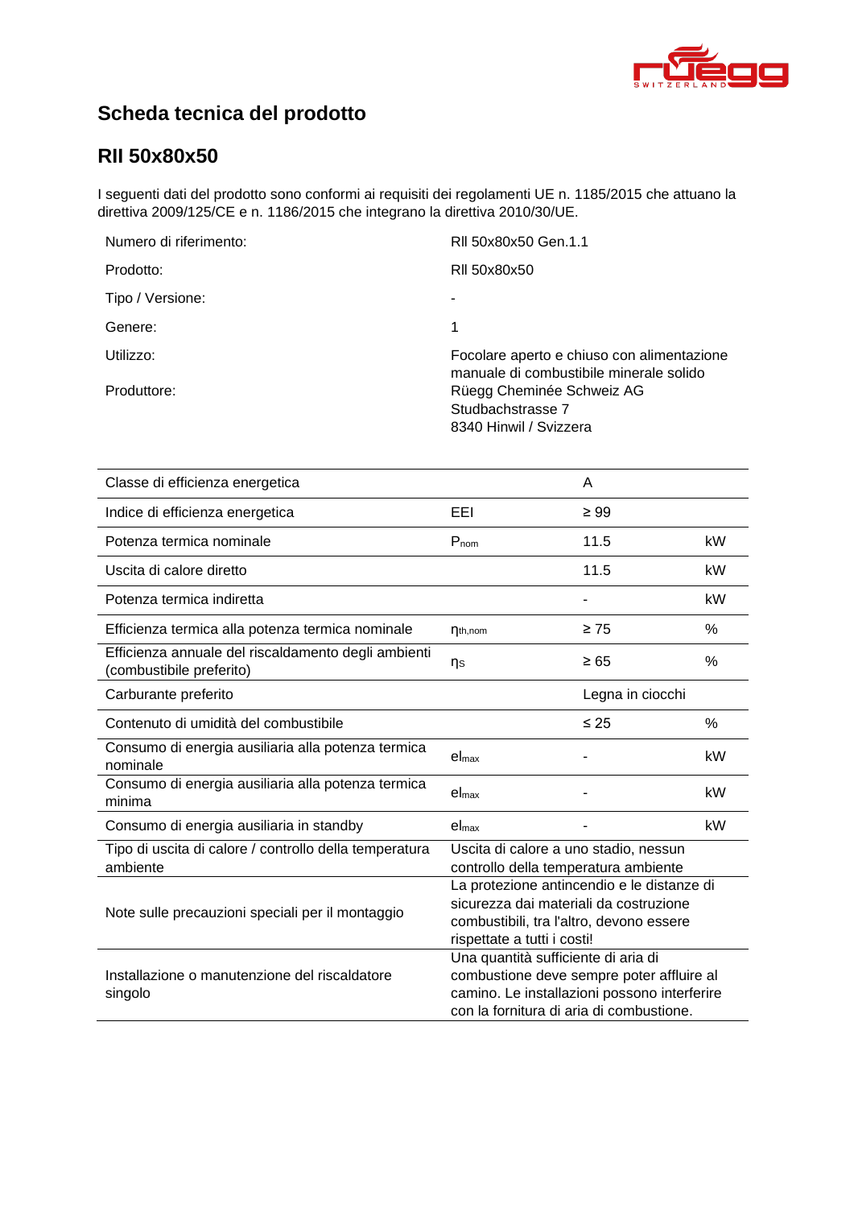# Scheda tecnica del prodotto

## RII 50x80x50

I seguenti dati del prodotto sono conformi ai requisiti dei regolamenti UE n. 1185/2015 che attuano la direttiva 2009/125/CE e n. 1186/2015 che integrano la direttiva 2010/30/UE.

| | |
|---|---|
| Numero di riferimento: | RII 50x80x50 Gen.1.1 |
| Prodotto: | RII 50x80x50 |
| Tipo / Versione: | - |
| Genere: | 1 |
| Utilizzo: | Focolare aperto e chiuso con alimentazione manuale di combustibile minerale solido |
| Produttore: | Rüegg Cheminée Schweiz AG<br>Studbachstrasse 7<br>8340 Hinwil / Svizzera |

| | | | |
|---|---|---|---|
| Classe di efficienza energetica | | A | |
| Indice di efficienza energetica | EEI | ≥ 99 | |
| Potenza termica nominale | $P_{nom}$ | 11.5 | kW |
| Uscita di calore diretto | | 11.5 | kW |
| Potenza termica indiretta | | - | kW |
| Efficienza termica alla potenza termica nominale | $\eta_{th,nom}$ | ≥ 75 | % |
| Efficienza annuale del riscaldamento degli ambienti (combustibile preferito) | $\eta_S$ | ≥ 65 | % |
| Carburante preferito | | Legna in ciocchi | |
| Contenuto di umidità del combustibile | | ≤ 25 | % |
| Consumo di energia ausiliaria alla potenza termica nominale | $el_{max}$ | - | kW |
| Consumo di energia ausiliaria alla potenza termica minima | $el_{max}$ | - | kW |
| Consumo di energia ausiliaria in standby | $el_{max}$ | - | kW |
| Tipo di uscita di calore / controllo della temperatura ambiente | Uscita di calore a uno stadio, nessun controllo della temperatura ambiente | | |
| Note sulle precauzioni speciali per il montaggio | La protezione antincendio e le distanze di sicurezza dai materiali da costruzione combustibili, tra l'altro, devono essere rispettate a tutti i costi! | | |
| Installazione o manutenzione del riscaldatore singolo | Una quantità sufficiente di aria di combustione deve sempre poter affluire al camino. Le installazioni possono interferire con la fornitura di aria di combustione. | | |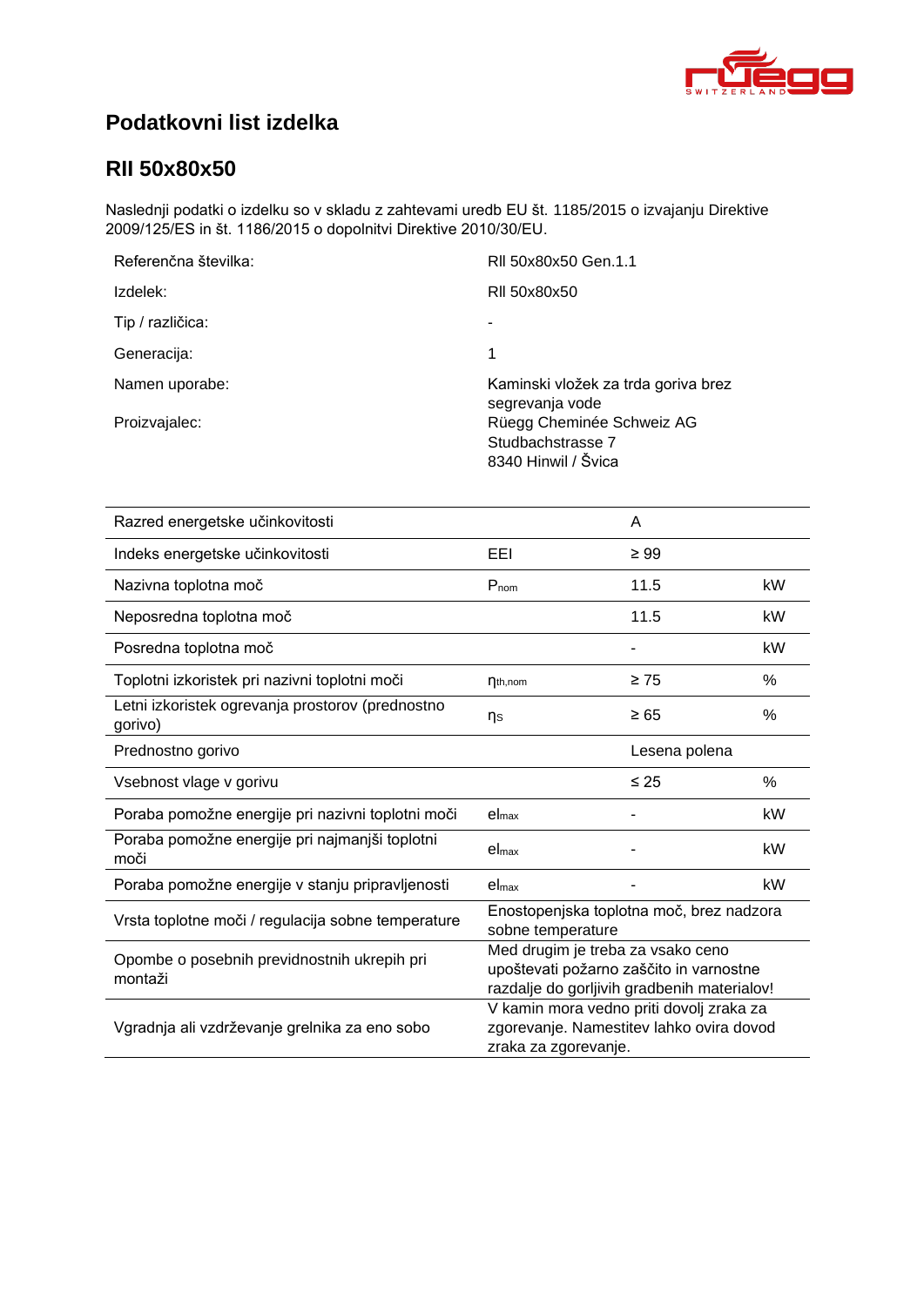# Podatkovni list izdelka

## RII 50x80x50

Naslednji podatki o izdelku so v skladu z zahtevami uredb EU št. 1185/2015 o izvajanju Direktive 2009/125/ES in št. 1186/2015 o dopolnitvi Direktive 2010/30/EU.

| | |
|---|---|
| Referenčna številka: | RII 50x80x50 Gen.1.1 |
| Izdelek: | RII 50x80x50 |
| Tip / različica: | - |
| Generacija: | 1 |
| Namen uporabe: | Kaminski vložek za trda goriva brez segrevanja vode |
| Proizvajalec: | Rüegg Cheminée Schweiz AG<br>Studbachstrasse 7<br>8340 Hinwil / Švica |

| | | | |
|---|---|---|---|
| Razred energetske učinkovitosti | | A | |
| Indeks energetske učinkovitosti | EEI | ≥ 99 | |
| Nazivna toplotna moč | $P_{nom}$ | 11.5 | kW |
| Neposredna toplotna moč | | 11.5 | kW |
| Posredna toplotna moč | | - | kW |
| Toplotni izkoristek pri nazivni toplotni moči | $\eta_{th,nom}$ | ≥ 75 | % |
| Letni izkoristek ogrevanja prostorov (prednostno gorivo) | $\eta_S$ | ≥ 65 | % |
| Prednostno gorivo | | Lesena polena | |
| Vsebnost vlage v gorivu | | ≤ 25 | % |
| Poraba pomožne energije pri nazivni toplotni moči | $el_{max}$ | - | kW |
| Poraba pomožne energije pri najmanjši toplotni moči | $el_{max}$ | - | kW |
| Poraba pomožne energije v stanju pripravljenosti | $el_{max}$ | - | kW |
| Vrsta toplotne moči / regulacija sobne temperature | Enostopenjska toplotna moč, brez nadzora sobne temperature | | |
| Opombe o posebnih previdnostnih ukrepih pri montaži | Med drugim je treba za vsako ceno upoštevati požarno zaščito in varnostne razdalje do gorljivih gradbenih materialov! | | |
| Vgradnja ali vzdrževanje grelnika za eno sobo | V kamin mora vedno priti dovolj zraka za zgorevanje. Namestitev lahko ovira dovod zraka za zgorevanje. | | |